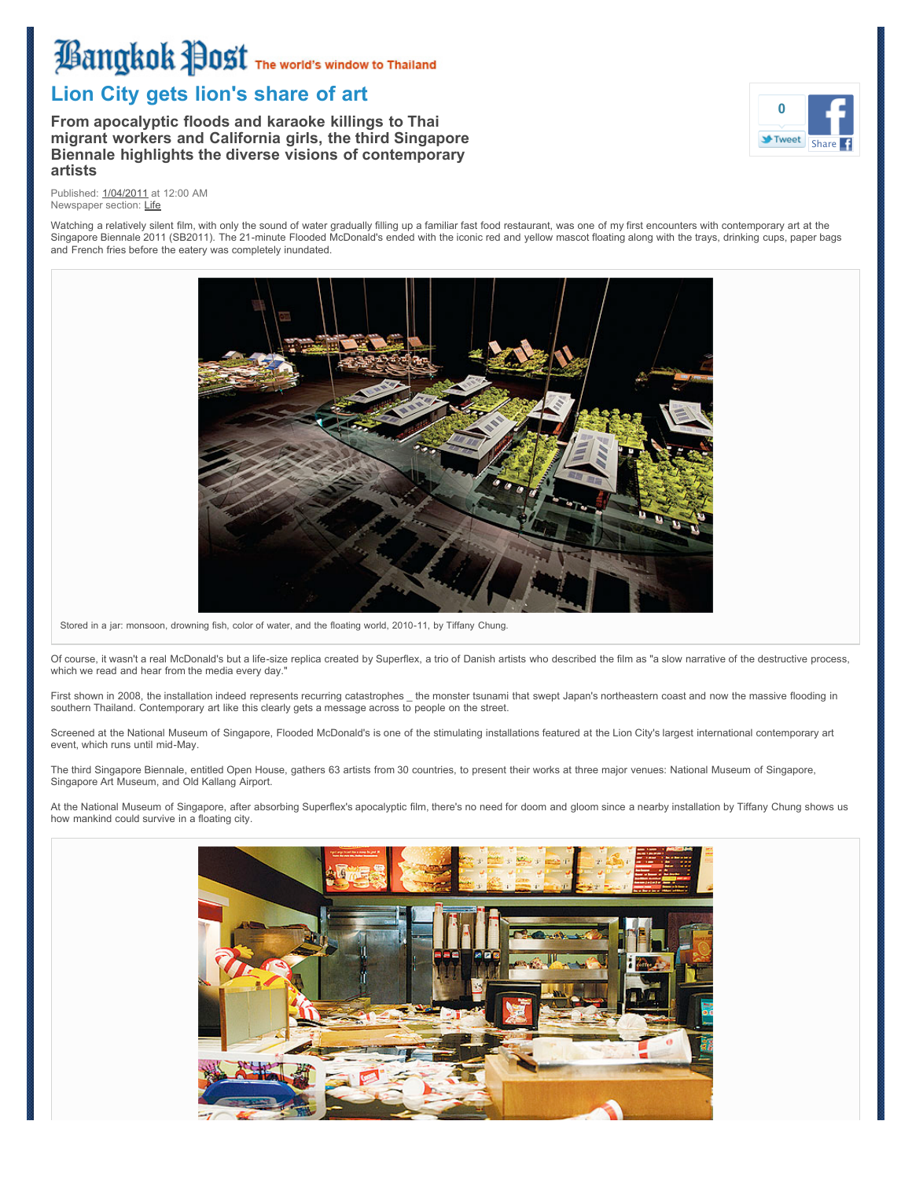# Lion City gets lion's share of art

**From apocalyptic floods and karaoke killings to Thai migrant workers and California girls, the third Singapore Biennale highlights the diverse visions of contemporary artists**

Published: 1/04/2011 at 12:00 AM
Newspaper section: Life

Watching a relatively silent film, with only the sound of water gradually filling up a familiar fast food restaurant, was one of my first encounters with contemporary art at the Singapore Biennale 2011 (SB2011). The 21-minute Flooded McDonald's ended with the iconic red and yellow mascot floating along with the trays, drinking cups, paper bags and French fries before the eatery was completely inundated.

Stored in a jar: monsoon, drowning fish, color of water, and the floating world, 2010-11, by Tiffany Chung.

Of course, it wasn't a real McDonald's but a life-size replica created by Superflex, a trio of Danish artists who described the film as "a slow narrative of the destructive process, which we read and hear from the media every day."

First shown in 2008, the installation indeed represents recurring catastrophes _ the monster tsunami that swept Japan's northeastern coast and now the massive flooding in southern Thailand. Contemporary art like this clearly gets a message across to people on the street.

Screened at the National Museum of Singapore, Flooded McDonald's is one of the stimulating installations featured at the Lion City's largest international contemporary art event, which runs until mid-May.

The third Singapore Biennale, entitled Open House, gathers 63 artists from 30 countries, to present their works at three major venues: National Museum of Singapore, Singapore Art Museum, and Old Kallang Airport.

At the National Museum of Singapore, after absorbing Superflex's apocalyptic film, there's no need for doom and gloom since a nearby installation by Tiffany Chung shows us how mankind could survive in a floating city.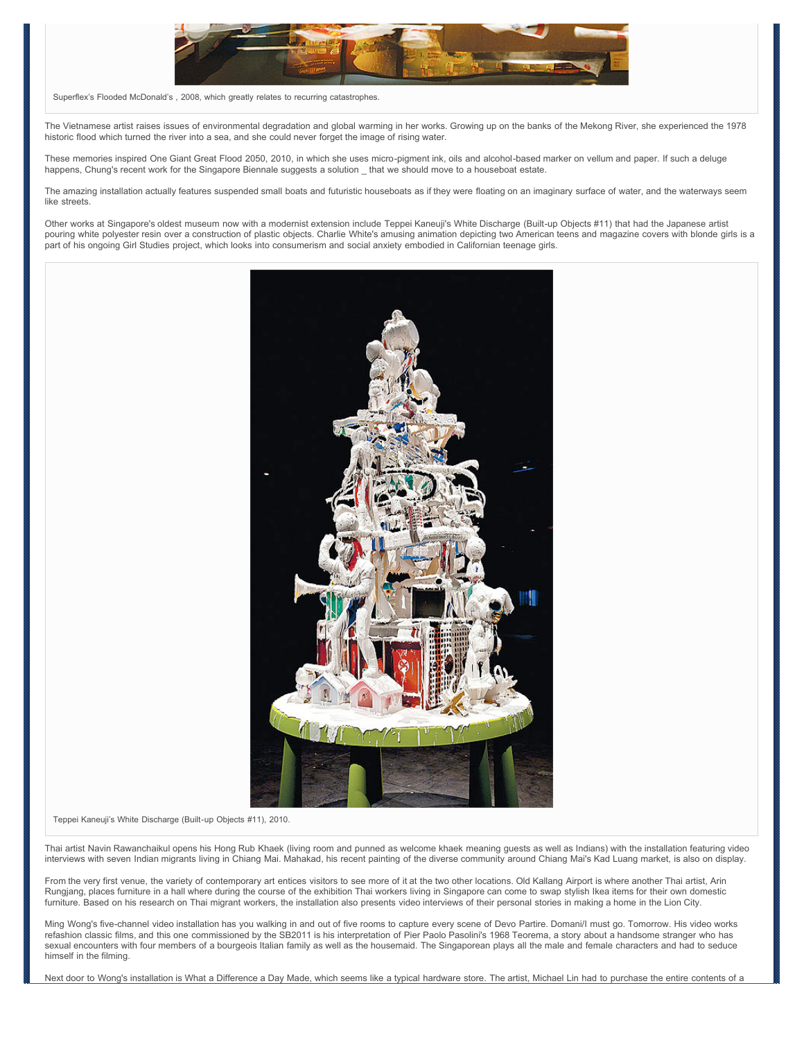Superflex's Flooded McDonald's , 2008, which greatly relates to recurring catastrophes.

The Vietnamese artist raises issues of environmental degradation and global warming in her works. Growing up on the banks of the Mekong River, she experienced the 1978 historic flood which turned the river into a sea, and she could never forget the image of rising water.

These memories inspired One Giant Great Flood 2050, 2010, in which she uses micro-pigment ink, oils and alcohol-based marker on vellum and paper. If such a deluge happens, Chung's recent work for the Singapore Biennale suggests a solution _ that we should move to a houseboat estate.

The amazing installation actually features suspended small boats and futuristic houseboats as if they were floating on an imaginary surface of water, and the waterways seem like streets.

Other works at Singapore's oldest museum now with a modernist extension include Teppei Kaneuji's White Discharge (Built-up Objects #11) that had the Japanese artist pouring white polyester resin over a construction of plastic objects. Charlie White's amusing animation depicting two American teens and magazine covers with blonde girls is a part of his ongoing Girl Studies project, which looks into consumerism and social anxiety embodied in Californian teenage girls.

Teppei Kaneuji's White Discharge (Built-up Objects #11), 2010.

Thai artist Navin Rawanchaikul opens his Hong Rub Khaek (living room and punned as welcome khaek meaning guests as well as Indians) with the installation featuring video interviews with seven Indian migrants living in Chiang Mai. Mahakad, his recent painting of the diverse community around Chiang Mai's Kad Luang market, is also on display.

From the very first venue, the variety of contemporary art entices visitors to see more of it at the two other locations. Old Kallang Airport is where another Thai artist, Arin Rungjang, places furniture in a hall where during the course of the exhibition Thai workers living in Singapore can come to swap stylish Ikea items for their own domestic furniture. Based on his research on Thai migrant workers, the installation also presents video interviews of their personal stories in making a home in the Lion City.

Ming Wong's five-channel video installation has you walking in and out of five rooms to capture every scene of Devo Partire. Domani/I must go. Tomorrow. His video works refashion classic films, and this one commissioned by the SB2011 is his interpretation of Pier Paolo Pasolini's 1968 Teorema, a story about a handsome stranger who has sexual encounters with four members of a bourgeois Italian family as well as the housemaid. The Singaporean plays all the male and female characters and had to seduce himself in the filming.

Next door to Wong's installation is What a Difference a Day Made, which seems like a typical hardware store. The artist, Michael Lin had to purchase the entire contents of a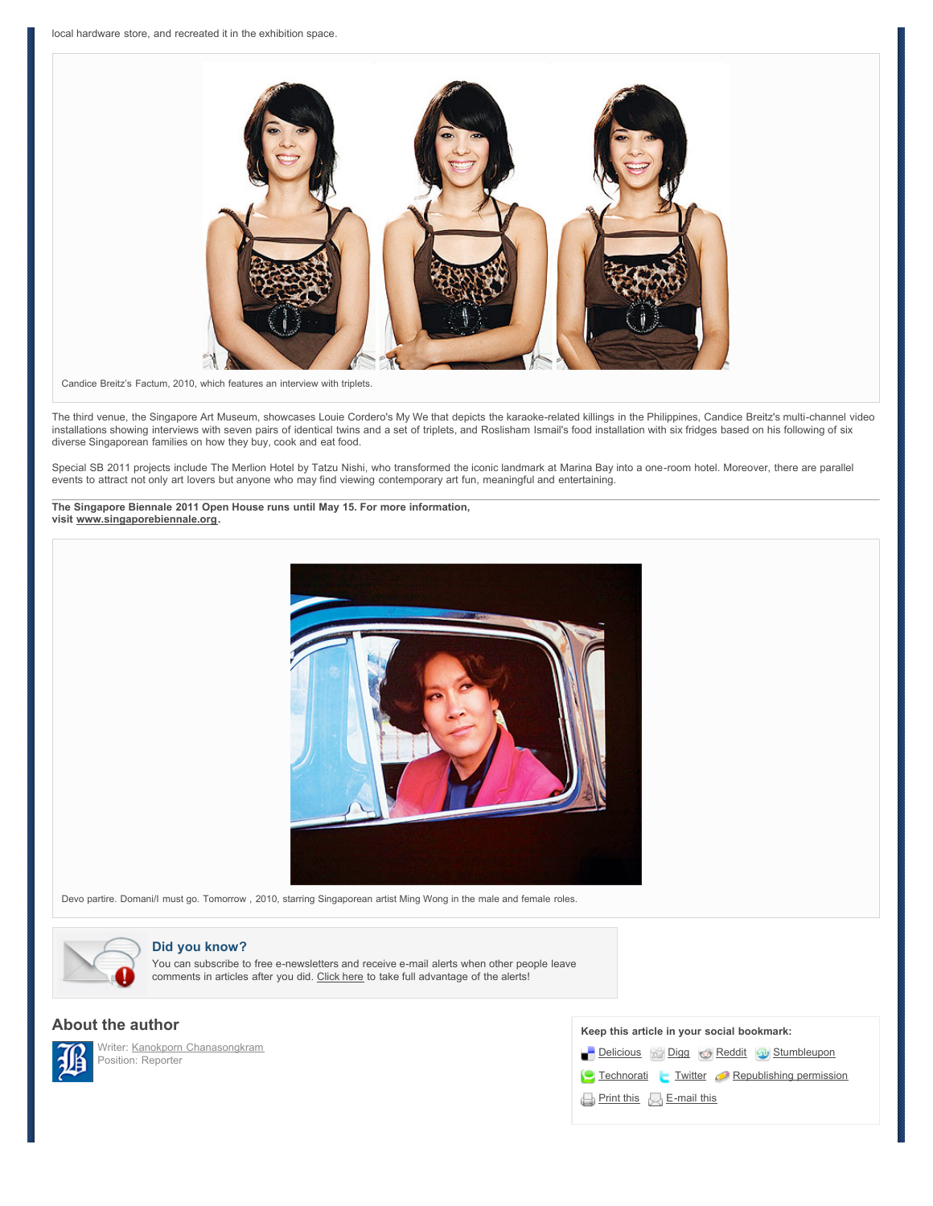local hardware store, and recreated it in the exhibition space.

Candice Breitz's Factum, 2010, which features an interview with triplets.

The third venue, the Singapore Art Museum, showcases Louie Cordero's My We that depicts the karaoke-related killings in the Philippines, Candice Breitz's multi-channel video installations showing interviews with seven pairs of identical twins and a set of triplets, and Roslisham Ismail's food installation with six fridges based on his following of six diverse Singaporean families on how they buy, cook and eat food.

Special SB 2011 projects include The Merlion Hotel by Tatzu Nishi, who transformed the iconic landmark at Marina Bay into a one-room hotel. Moreover, there are parallel events to attract not only art lovers but anyone who may find viewing contemporary art fun, meaningful and entertaining.

---

**The Singapore Biennale 2011 Open House runs until May 15. For more information, visit www.singaporebiennale.org.**

Devo partire. Domani/I must go. Tomorrow , 2010, starring Singaporean artist Ming Wong in the male and female roles.

### Did you know?

You can subscribe to free e-newsletters and receive e-mail alerts when other people leave comments in articles after you did. Click here to take full advantage of the alerts!

## About the author

Writer: Kanokporn Chanasongkram
Position: Reporter

**Keep this article in your social bookmark:**

Delicious Digg Reddit Stumbleupon

Technorati Twitter Republishing permission

Print this E-mail this